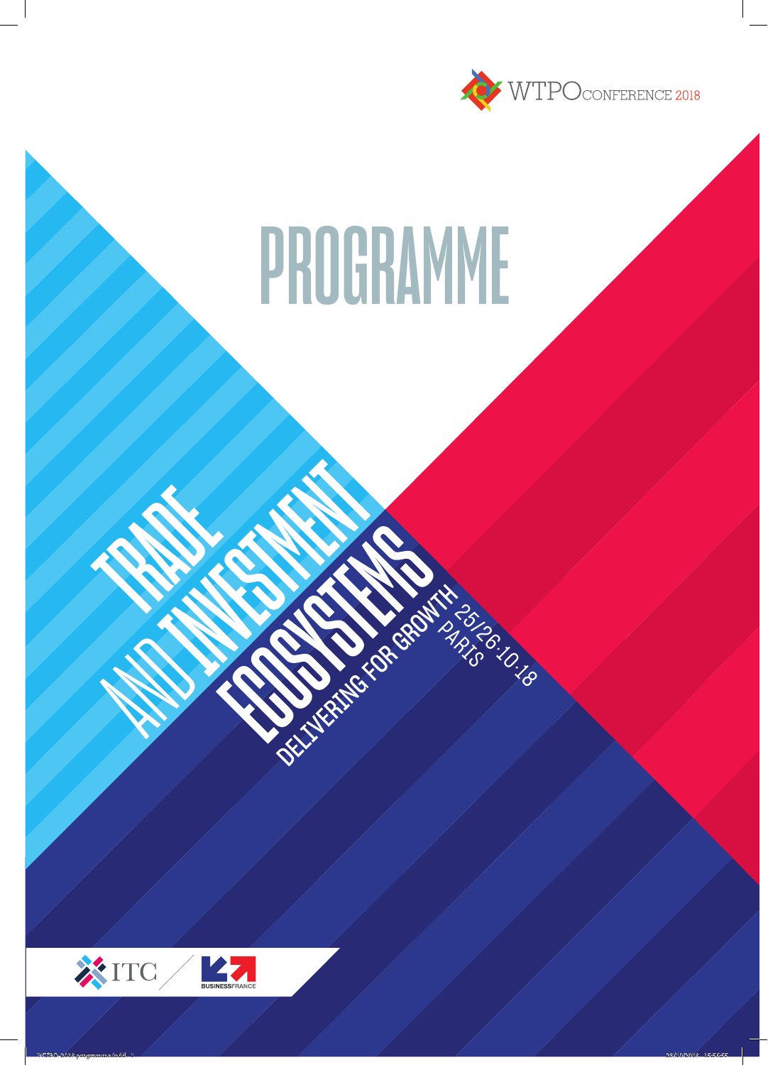WTPO CONFERENCE 2018

# PROGRAMME

## TRADE AND INVESTMENT ECOSYSTEMS

### DELIVERING FOR GROWTH

25/26·10·18
PARIS

ITC

BUSINESSFRANCE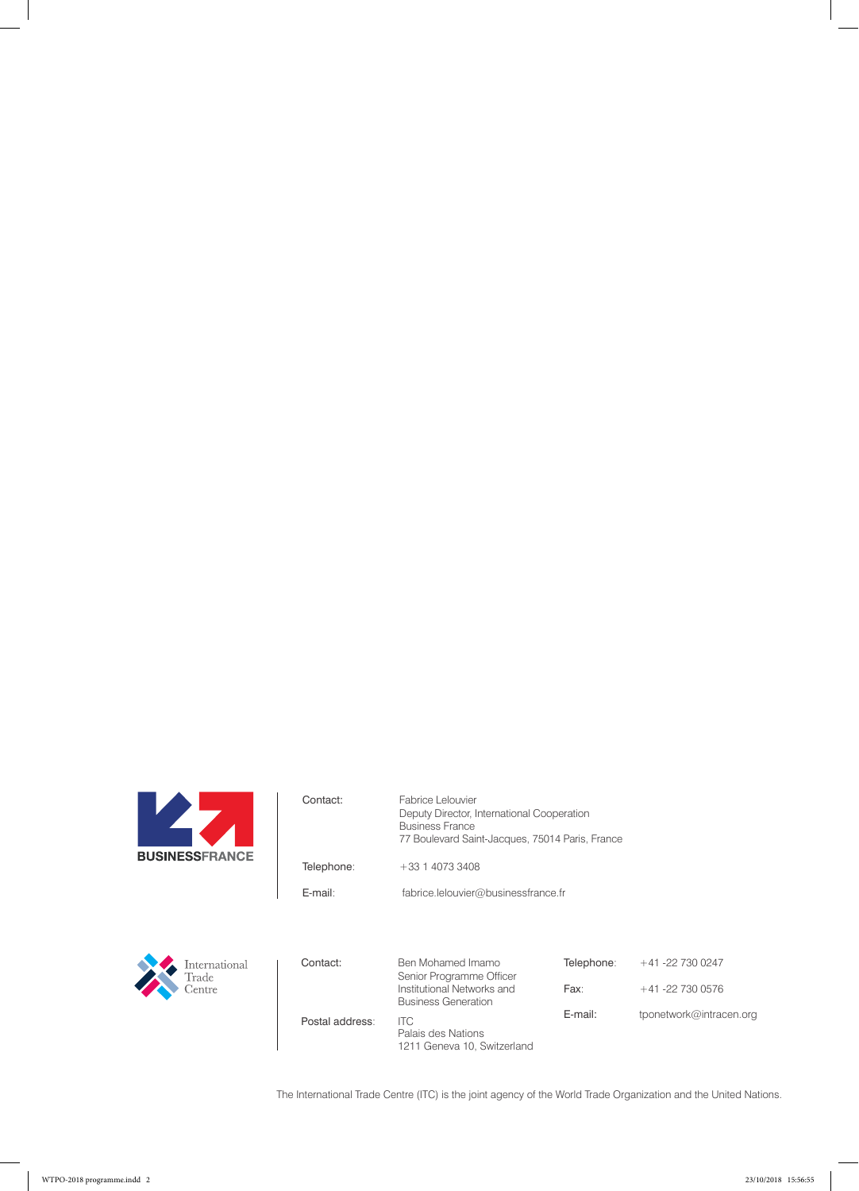BUSINESSFRANCE

| | |
|---|---|
| Contact: | Fabrice Lelouvier<br>Deputy Director, International Cooperation<br>Business France<br>77 Boulevard Saint-Jacques, 75014 Paris, France |
| Telephone: | +33 1 4073 3408 |
| E-mail: | fabrice.lelouvier@businessfrance.fr |

International Trade Centre

| | | | |
|---|---|---|---|
| Contact: | Ben Mohamed Imamo<br>Senior Programme Officer<br>Institutional Networks and<br>Business Generation | Telephone: | +41 -22 730 0247 |
| | | Fax: | +41 -22 730 0576 |
| Postal address: | ITC<br>Palais des Nations<br>1211 Geneva 10, Switzerland | E-mail: | tponetwork@intracen.org |

The International Trade Centre (ITC) is the joint agency of the World Trade Organization and the United Nations.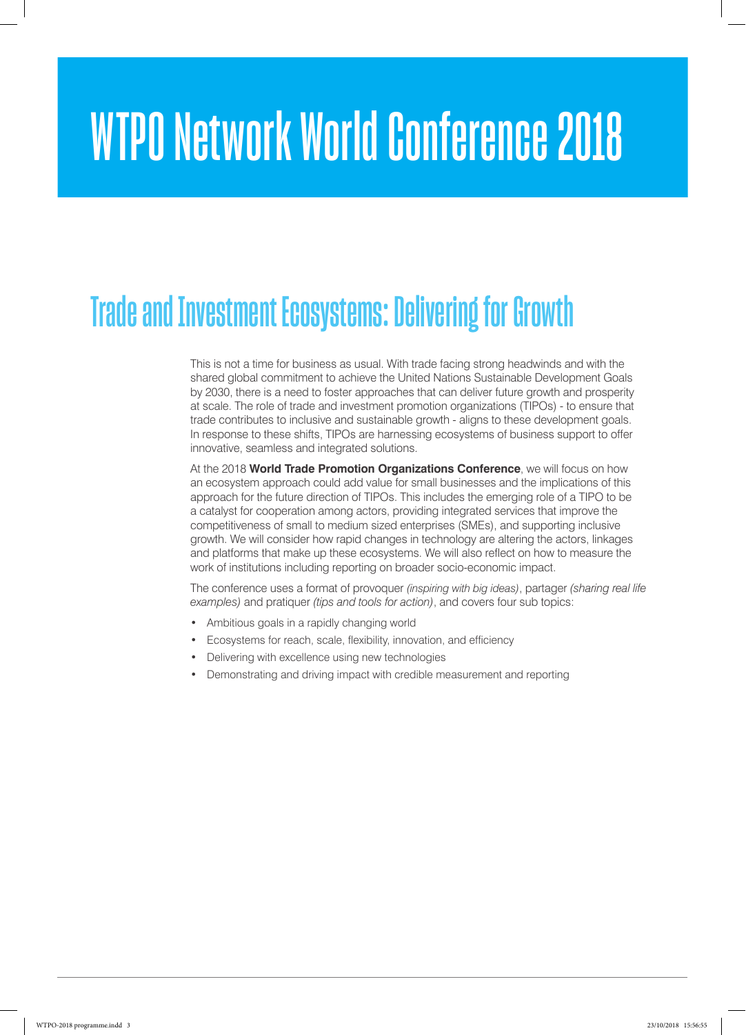# WTPO Network World Conference 2018

## Trade and Investment Ecosystems: Delivering for Growth

This is not a time for business as usual. With trade facing strong headwinds and with the shared global commitment to achieve the United Nations Sustainable Development Goals by 2030, there is a need to foster approaches that can deliver future growth and prosperity at scale. The role of trade and investment promotion organizations (TIPOs) - to ensure that trade contributes to inclusive and sustainable growth - aligns to these development goals. In response to these shifts, TIPOs are harnessing ecosystems of business support to offer innovative, seamless and integrated solutions.

At the 2018 **World Trade Promotion Organizations Conference**, we will focus on how an ecosystem approach could add value for small businesses and the implications of this approach for the future direction of TIPOs. This includes the emerging role of a TIPO to be a catalyst for cooperation among actors, providing integrated services that improve the competitiveness of small to medium sized enterprises (SMEs), and supporting inclusive growth. We will consider how rapid changes in technology are altering the actors, linkages and platforms that make up these ecosystems. We will also reflect on how to measure the work of institutions including reporting on broader socio-economic impact.

The conference uses a format of provoquer *(inspiring with big ideas)*, partager *(sharing real life examples)* and pratiquer *(tips and tools for action)*, and covers four sub topics:

- Ambitious goals in a rapidly changing world
- Ecosystems for reach, scale, flexibility, innovation, and efficiency
- Delivering with excellence using new technologies
- Demonstrating and driving impact with credible measurement and reporting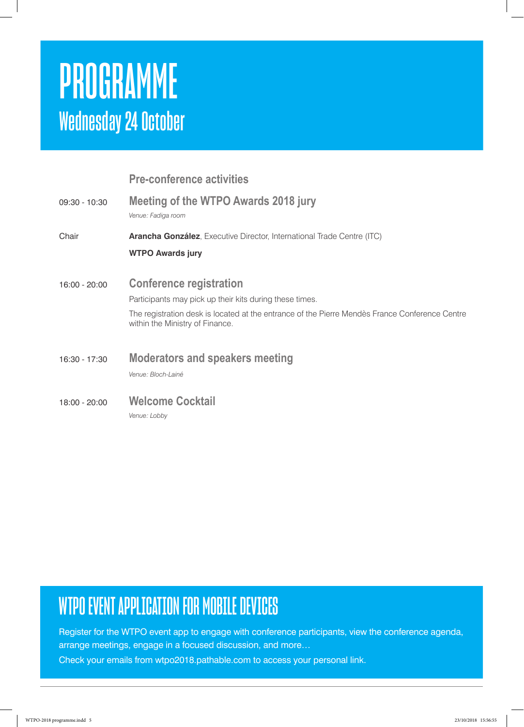# PROGRAMME

## Wednesday 24 October

### Pre-conference activities

09:30 - 10:30 **Meeting of the WTPO Awards 2018 jury**

*Venue: Fadiga room*

Chair **Arancha González**, Executive Director, International Trade Centre (ITC)

**WTPO Awards jury**

16:00 - 20:00 **Conference registration**

Participants may pick up their kits during these times.

The registration desk is located at the entrance of the Pierre Mendès France Conference Centre within the Ministry of Finance.

16:30 - 17:30 **Moderators and speakers meeting**

*Venue: Bloch-Lainé*

18:00 - 20:00 **Welcome Cocktail**

*Venue: Lobby*

## WTPO EVENT APPLICATION FOR MOBILE DEVICES

Register for the WTPO event app to engage with conference participants, view the conference agenda, arrange meetings, engage in a focused discussion, and more…

Check your emails from wtpo2018.pathable.com to access your personal link.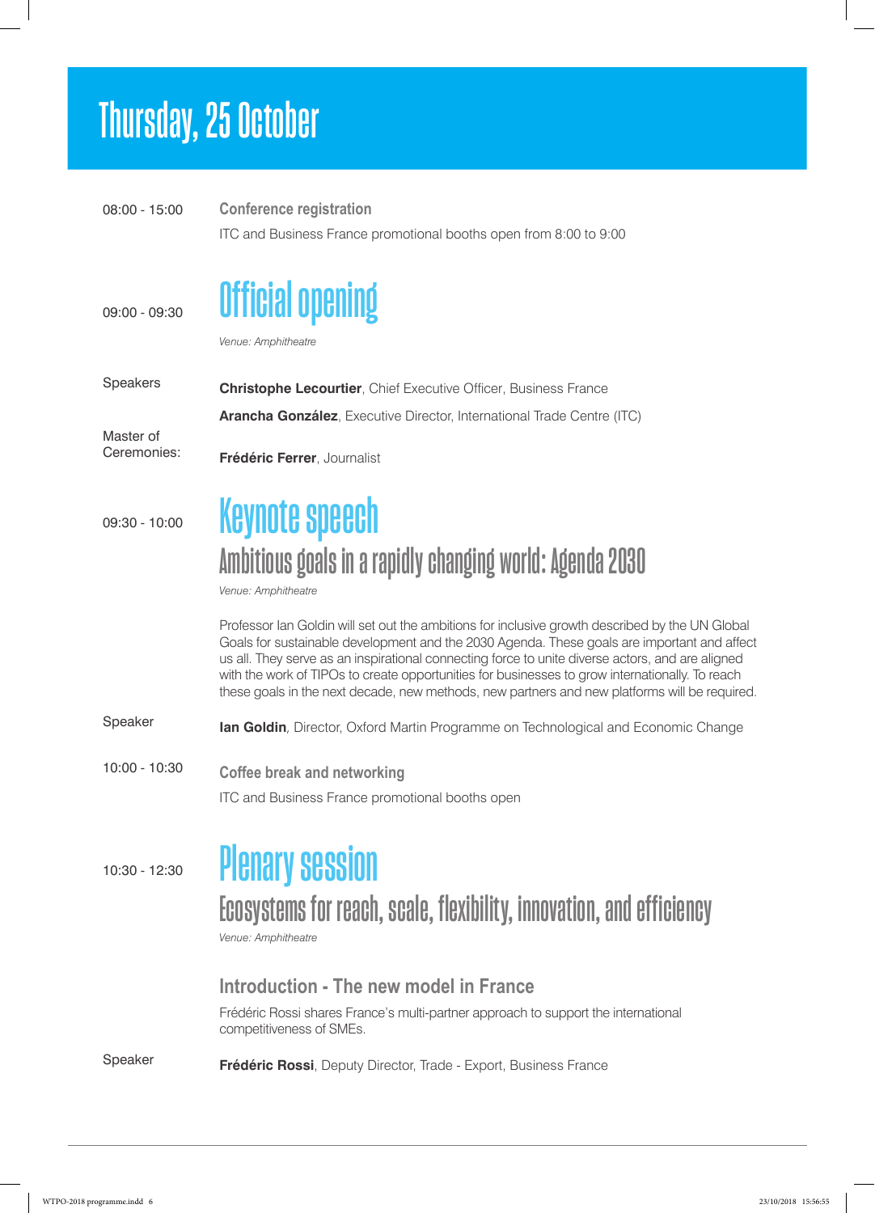# Thursday, 25 October

08:00 - 15:00

### Conference registration

ITC and Business France promotional booths open from 8:00 to 9:00

09:00 - 09:30

## Official opening

*Venue: Amphitheatre*

Speakers

**Christophe Lecourtier**, Chief Executive Officer, Business France

**Arancha González**, Executive Director, International Trade Centre (ITC)

Master of Ceremonies:

**Frédéric Ferrer**, Journalist

09:30 - 10:00

## Keynote speech

### Ambitious goals in a rapidly changing world: Agenda 2030

*Venue: Amphitheatre*

Professor Ian Goldin will set out the ambitions for inclusive growth described by the UN Global Goals for sustainable development and the 2030 Agenda. These goals are important and affect us all. They serve as an inspirational connecting force to unite diverse actors, and are aligned with the work of TIPOs to create opportunities for businesses to grow internationally. To reach these goals in the next decade, new methods, new partners and new platforms will be required.

Speaker

**Ian Goldin**, Director, Oxford Martin Programme on Technological and Economic Change

10:00 - 10:30

### Coffee break and networking

ITC and Business France promotional booths open

10:30 - 12:30

## Plenary session

### Ecosystems for reach, scale, flexibility, innovation, and efficiency

*Venue: Amphitheatre*

### Introduction - The new model in France

Frédéric Rossi shares France's multi-partner approach to support the international competitiveness of SMEs.

Speaker

**Frédéric Rossi**, Deputy Director, Trade - Export, Business France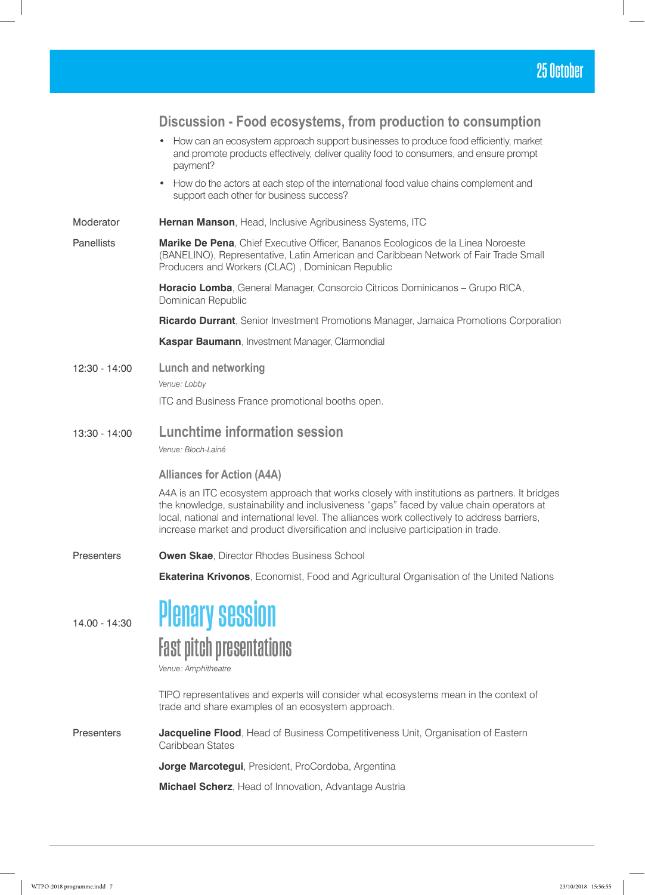# 25 October

## Discussion - Food ecosystems, from production to consumption

- How can an ecosystem approach support businesses to produce food efficiently, market and promote products effectively, deliver quality food to consumers, and ensure prompt payment?
- How do the actors at each step of the international food value chains complement and support each other for business success?

Moderator

**Hernan Manson**, Head, Inclusive Agribusiness Systems, ITC

Panellists

**Marike De Pena**, Chief Executive Officer, Bananos Ecologicos de la Linea Noroeste (BANELINO), Representative, Latin American and Caribbean Network of Fair Trade Small Producers and Workers (CLAC) , Dominican Republic

**Horacio Lomba**, General Manager, Consorcio Citricos Dominicanos – Grupo RICA, Dominican Republic

**Ricardo Durrant**, Senior Investment Promotions Manager, Jamaica Promotions Corporation

**Kaspar Baumann**, Investment Manager, Clarmondial

12:30 - 14:00

## Lunch and networking

*Venue: Lobby*

ITC and Business France promotional booths open.

13:30 - 14:00

## Lunchtime information session

*Venue: Bloch-Lainé*

### Alliances for Action (A4A)

A4A is an ITC ecosystem approach that works closely with institutions as partners. It bridges the knowledge, sustainability and inclusiveness "gaps" faced by value chain operators at local, national and international level. The alliances work collectively to address barriers, increase market and product diversification and inclusive participation in trade.

Presenters

**Owen Skae**, Director Rhodes Business School

**Ekaterina Krivonos**, Economist, Food and Agricultural Organisation of the United Nations

14.00 - 14:30

# Plenary session

## Fast pitch presentations

*Venue: Amphitheatre*

TIPO representatives and experts will consider what ecosystems mean in the context of trade and share examples of an ecosystem approach.

Presenters

**Jacqueline Flood**, Head of Business Competitiveness Unit, Organisation of Eastern Caribbean States

**Jorge Marcotegui**, President, ProCordoba, Argentina

**Michael Scherz**, Head of Innovation, Advantage Austria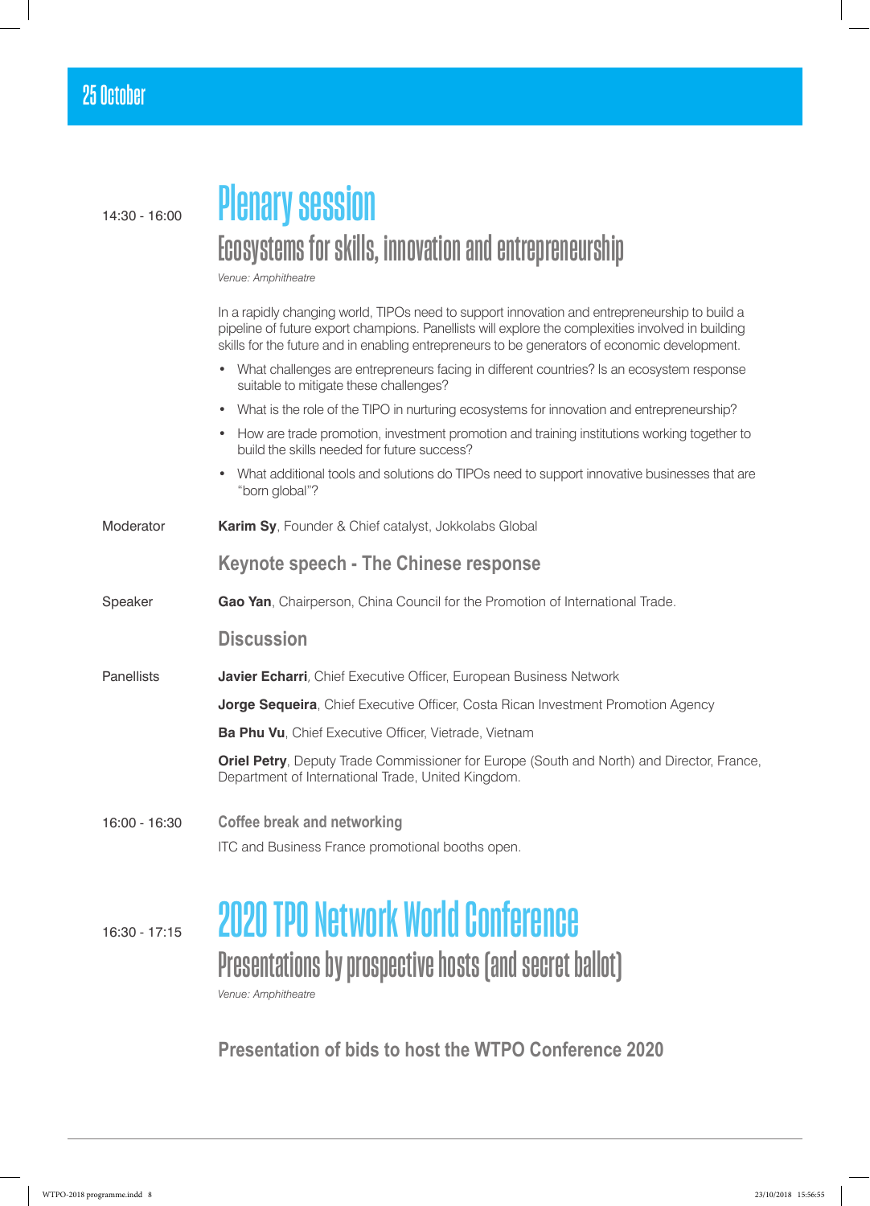## 25 October

14:30 - 16:00

# Plenary session

## Ecosystems for skills, innovation and entrepreneurship

*Venue: Amphitheatre*

In a rapidly changing world, TIPOs need to support innovation and entrepreneurship to build a pipeline of future export champions. Panellists will explore the complexities involved in building skills for the future and in enabling entrepreneurs to be generators of economic development.

- What challenges are entrepreneurs facing in different countries? Is an ecosystem response suitable to mitigate these challenges?
- What is the role of the TIPO in nurturing ecosystems for innovation and entrepreneurship?
- How are trade promotion, investment promotion and training institutions working together to build the skills needed for future success?
- What additional tools and solutions do TIPOs need to support innovative businesses that are "born global"?

Moderator — **Karim Sy**, Founder & Chief catalyst, Jokkolabs Global

### Keynote speech - The Chinese response

Speaker — **Gao Yan**, Chairperson, China Council for the Promotion of International Trade.

### Discussion

Panellists — **Javier Echarri**, Chief Executive Officer, European Business Network

**Jorge Sequeira**, Chief Executive Officer, Costa Rican Investment Promotion Agency

**Ba Phu Vu**, Chief Executive Officer, Vietrade, Vietnam

**Oriel Petry**, Deputy Trade Commissioner for Europe (South and North) and Director, France, Department of International Trade, United Kingdom.

16:00 - 16:30

### Coffee break and networking

ITC and Business France promotional booths open.

16:30 - 17:15

# 2020 TPO Network World Conference

## Presentations by prospective hosts (and secret ballot)

*Venue: Amphitheatre*

### Presentation of bids to host the WTPO Conference 2020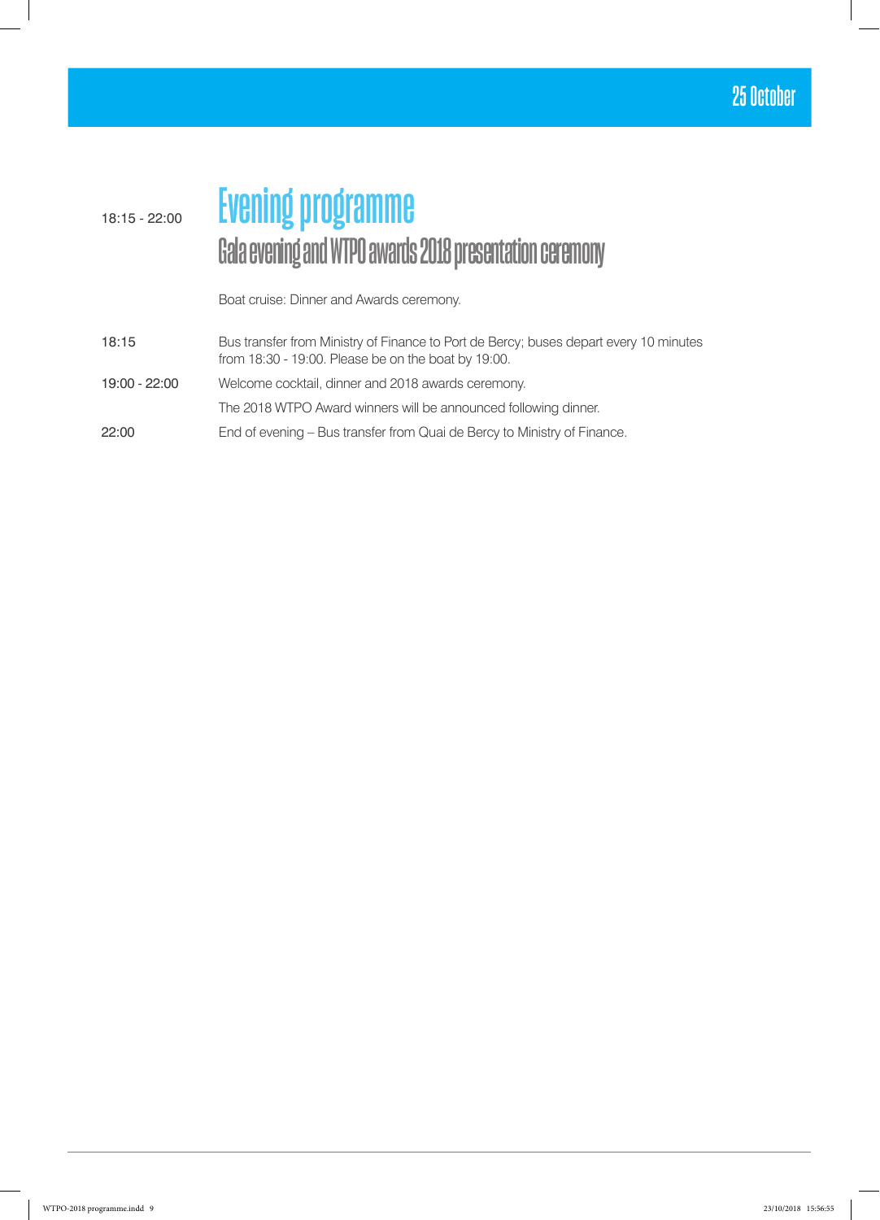25 October

| 18:15 - 22:00 | **Evening programme** <br> **Gala evening and WTPO awards 2018 presentation ceremony** |
|---|---|
| | Boat cruise: Dinner and Awards ceremony. |
| 18:15 | Bus transfer from Ministry of Finance to Port de Bercy; buses depart every 10 minutes from 18:30 - 19:00. Please be on the boat by 19:00. |
| 19:00 - 22:00 | Welcome cocktail, dinner and 2018 awards ceremony. |
| | The 2018 WTPO Award winners will be announced following dinner. |
| 22:00 | End of evening – Bus transfer from Quai de Bercy to Ministry of Finance. |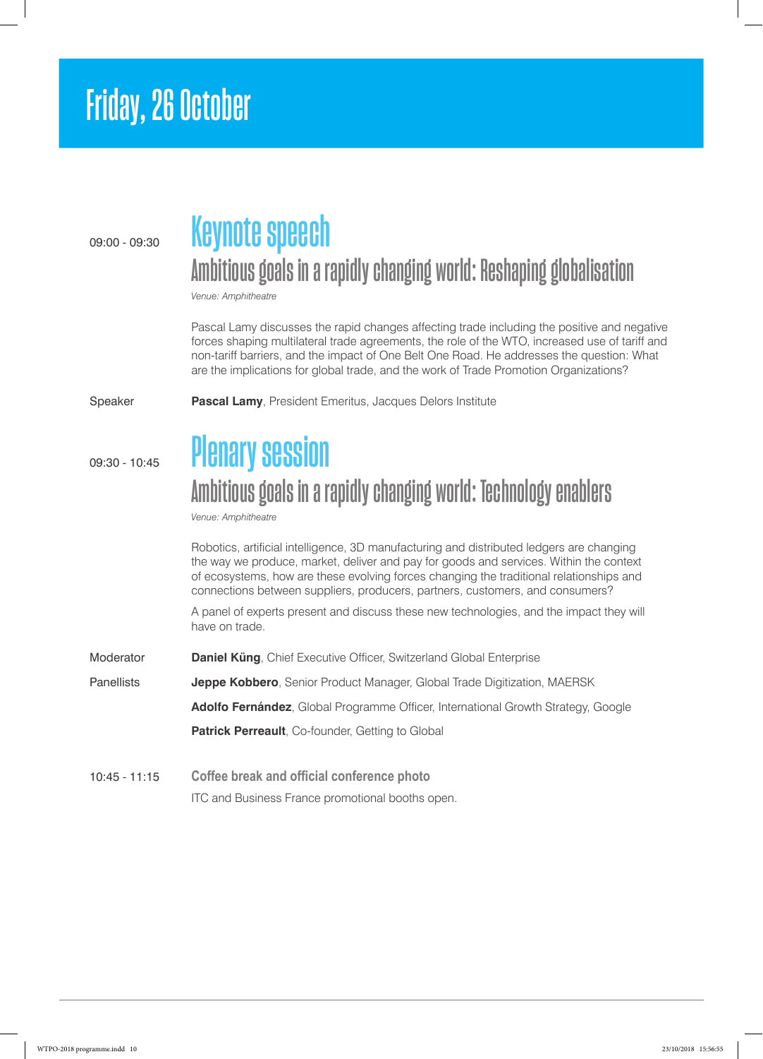# Friday, 26 October

09:00 - 09:30

## Keynote speech

### Ambitious goals in a rapidly changing world: Reshaping globalisation

*Venue: Amphitheatre*

Pascal Lamy discusses the rapid changes affecting trade including the positive and negative forces shaping multilateral trade agreements, the role of the WTO, increased use of tariff and non-tariff barriers, and the impact of One Belt One Road. He addresses the question: What are the implications for global trade, and the work of Trade Promotion Organizations?

Speaker **Pascal Lamy**, President Emeritus, Jacques Delors Institute

09:30 - 10:45

## Plenary session

### Ambitious goals in a rapidly changing world: Technology enablers

*Venue: Amphitheatre*

Robotics, artificial intelligence, 3D manufacturing and distributed ledgers are changing the way we produce, market, deliver and pay for goods and services. Within the context of ecosystems, how are these evolving forces changing the traditional relationships and connections between suppliers, producers, partners, customers, and consumers?

A panel of experts present and discuss these new technologies, and the impact they will have on trade.

Moderator **Daniel Küng**, Chief Executive Officer, Switzerland Global Enterprise

Panellists **Jeppe Kobbero**, Senior Product Manager, Global Trade Digitization, MAERSK

**Adolfo Fernández**, Global Programme Officer, International Growth Strategy, Google

**Patrick Perreault**, Co-founder, Getting to Global

10:45 - 11:15 **Coffee break and official conference photo**

ITC and Business France promotional booths open.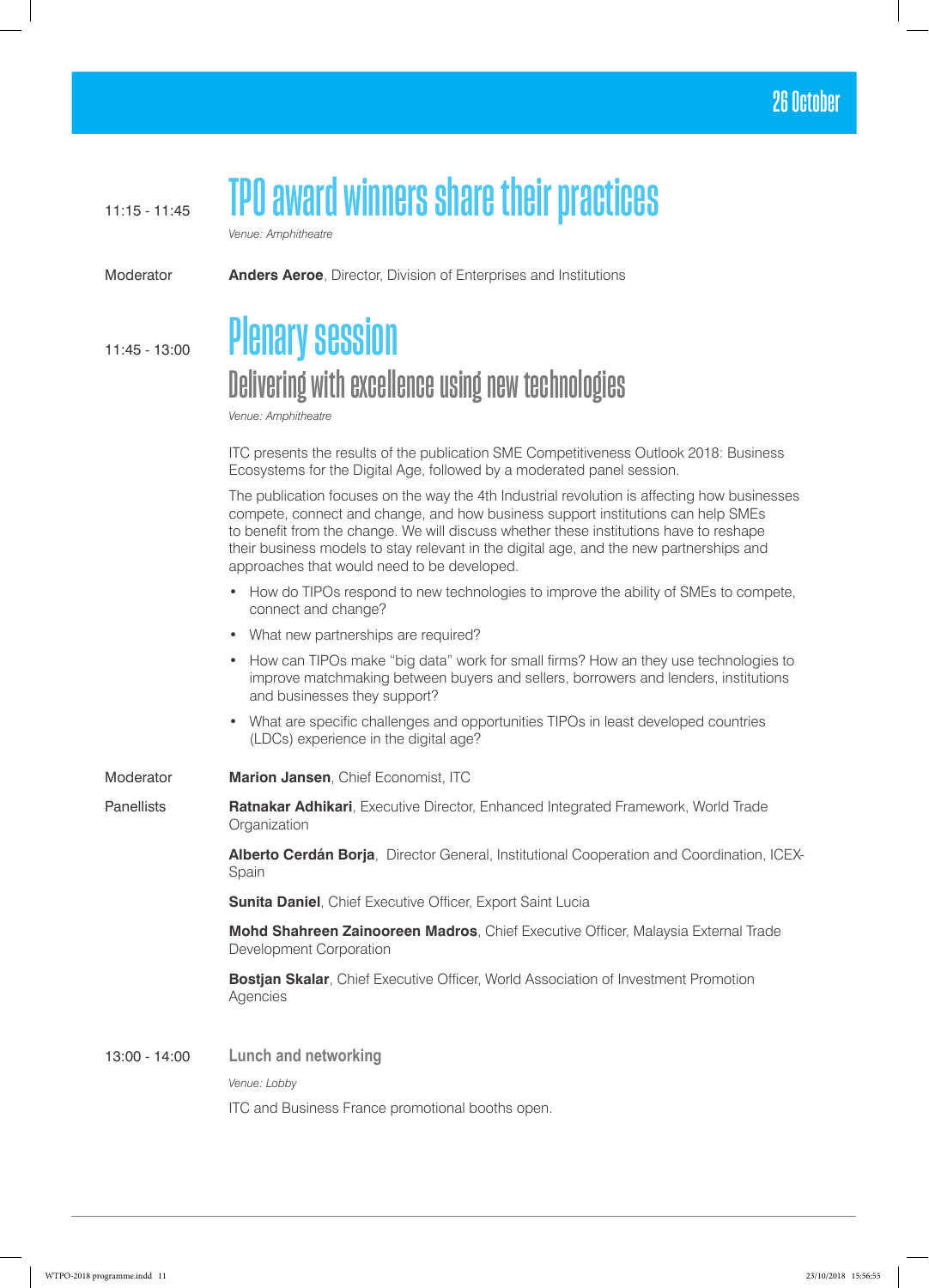## 26 October

11:15 - 11:45

# TPO award winners share their practices

*Venue: Amphitheatre*

Moderator **Anders Aeroe**, Director, Division of Enterprises and Institutions

11:45 - 13:00

# Plenary session

## Delivering with excellence using new technologies

*Venue: Amphitheatre*

ITC presents the results of the publication SME Competitiveness Outlook 2018: Business Ecosystems for the Digital Age, followed by a moderated panel session.

The publication focuses on the way the 4th Industrial revolution is affecting how businesses compete, connect and change, and how business support institutions can help SMEs to benefit from the change. We will discuss whether these institutions have to reshape their business models to stay relevant in the digital age, and the new partnerships and approaches that would need to be developed.

- How do TIPOs respond to new technologies to improve the ability of SMEs to compete, connect and change?
- What new partnerships are required?
- How can TIPOs make "big data" work for small firms? How an they use technologies to improve matchmaking between buyers and sellers, borrowers and lenders, institutions and businesses they support?
- What are specific challenges and opportunities TIPOs in least developed countries (LDCs) experience in the digital age?

Moderator **Marion Jansen**, Chief Economist, ITC

Panellists

**Ratnakar Adhikari**, Executive Director, Enhanced Integrated Framework, World Trade Organization

**Alberto Cerdán Borja**, Director General, Institutional Cooperation and Coordination, ICEX-Spain

**Sunita Daniel**, Chief Executive Officer, Export Saint Lucia

**Mohd Shahreen Zainooreen Madros**, Chief Executive Officer, Malaysia External Trade Development Corporation

**Bostjan Skalar**, Chief Executive Officer, World Association of Investment Promotion Agencies

13:00 - 14:00

### Lunch and networking

*Venue: Lobby*

ITC and Business France promotional booths open.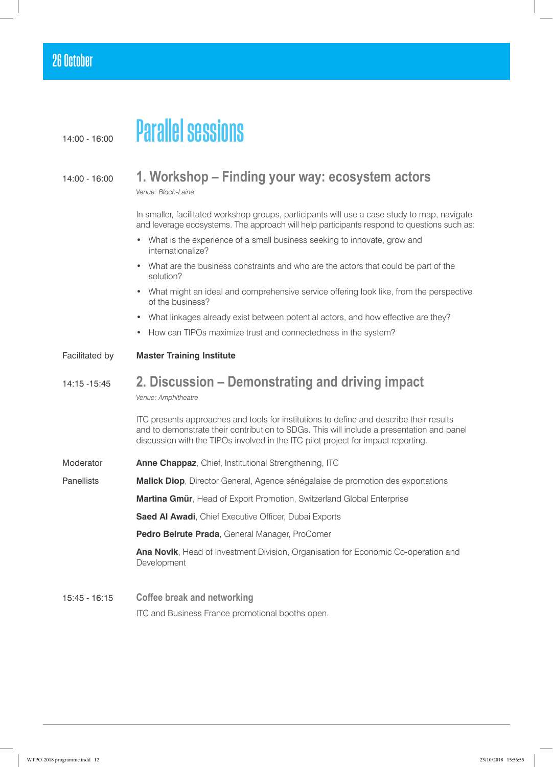## 26 October

14:00 - 16:00

# Parallel sessions

14:00 - 16:00

### 1. Workshop – Finding your way: ecosystem actors

*Venue: Bloch-Lainé*

In smaller, facilitated workshop groups, participants will use a case study to map, navigate and leverage ecosystems. The approach will help participants respond to questions such as:

- What is the experience of a small business seeking to innovate, grow and internationalize?
- What are the business constraints and who are the actors that could be part of the solution?
- What might an ideal and comprehensive service offering look like, from the perspective of the business?
- What linkages already exist between potential actors, and how effective are they?
- How can TIPOs maximize trust and connectedness in the system?

Facilitated by **Master Training Institute**

14:15 -15:45

### 2. Discussion – Demonstrating and driving impact

*Venue: Amphitheatre*

ITC presents approaches and tools for institutions to define and describe their results and to demonstrate their contribution to SDGs. This will include a presentation and panel discussion with the TIPOs involved in the ITC pilot project for impact reporting.

Moderator **Anne Chappaz**, Chief, Institutional Strengthening, ITC

Panellists

**Malick Diop**, Director General, Agence sénégalaise de promotion des exportations

**Martina Gmür**, Head of Export Promotion, Switzerland Global Enterprise

**Saed Al Awadi**, Chief Executive Officer, Dubai Exports

**Pedro Beirute Prada**, General Manager, ProComer

**Ana Novik**, Head of Investment Division, Organisation for Economic Co-operation and Development

15:45 - 16:15

### Coffee break and networking

ITC and Business France promotional booths open.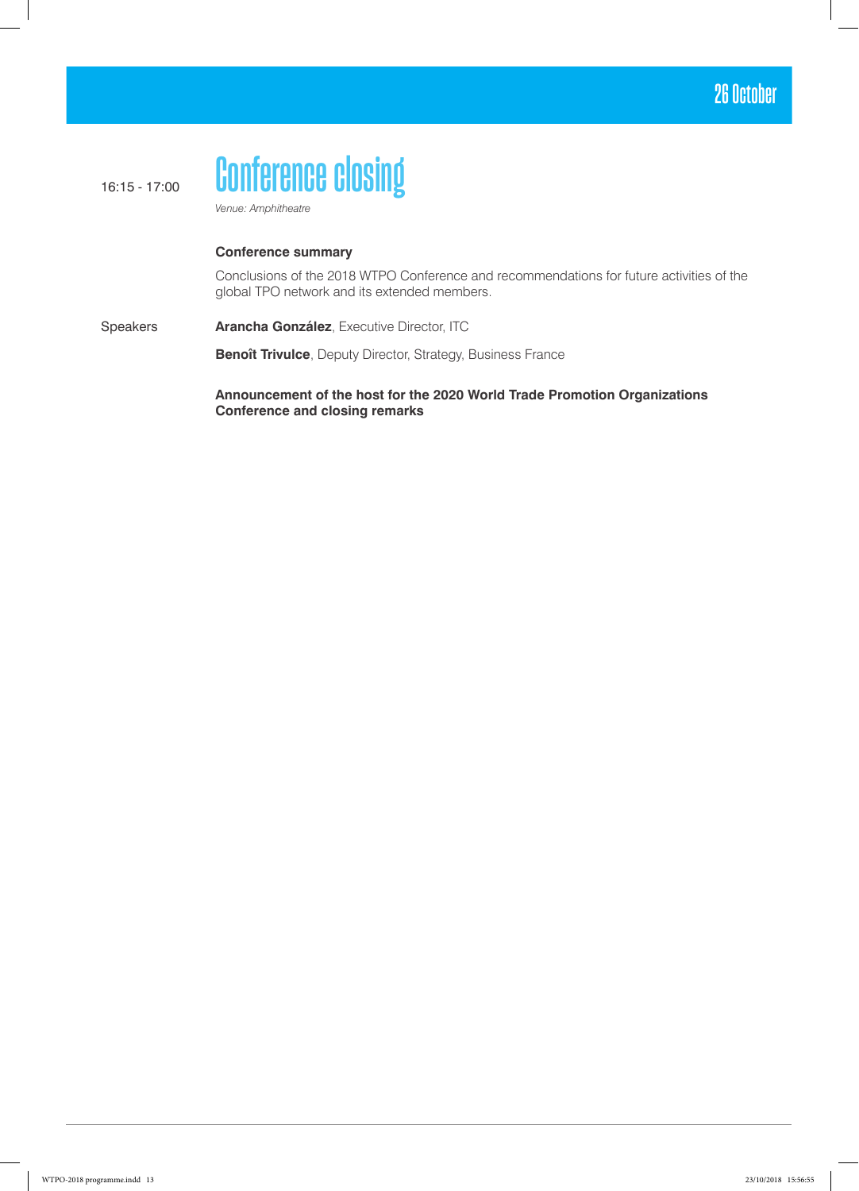26 October

16:15 - 17:00

# Conference closing

*Venue: Amphitheatre*

**Conference summary**

Conclusions of the 2018 WTPO Conference and recommendations for future activities of the global TPO network and its extended members.

Speakers

**Arancha González**, Executive Director, ITC

**Benoît Trivulce**, Deputy Director, Strategy, Business France

**Announcement of the host for the 2020 World Trade Promotion Organizations Conference and closing remarks**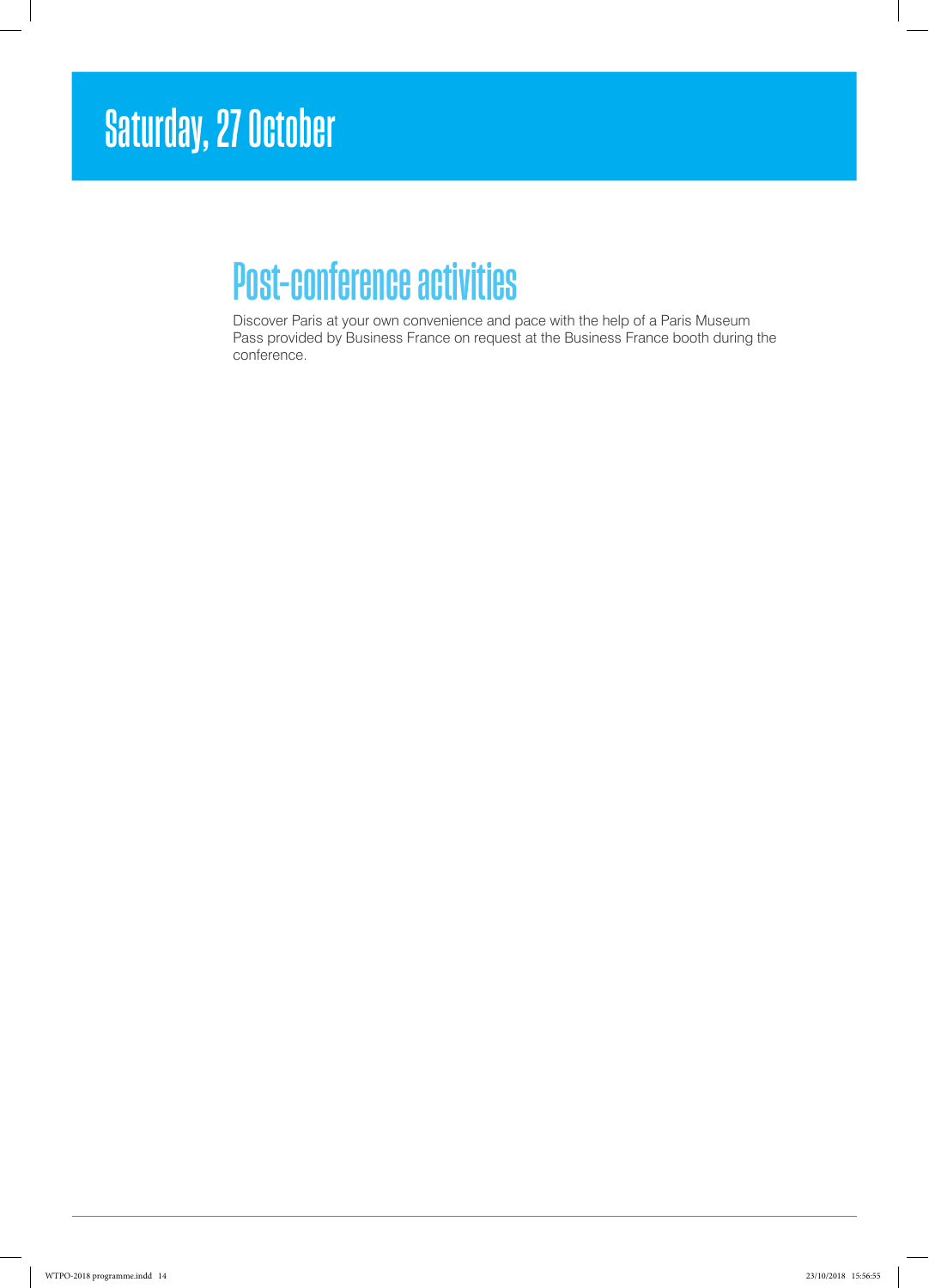# Saturday, 27 October

## Post-conference activities

Discover Paris at your own convenience and pace with the help of a Paris Museum Pass provided by Business France on request at the Business France booth during the conference.